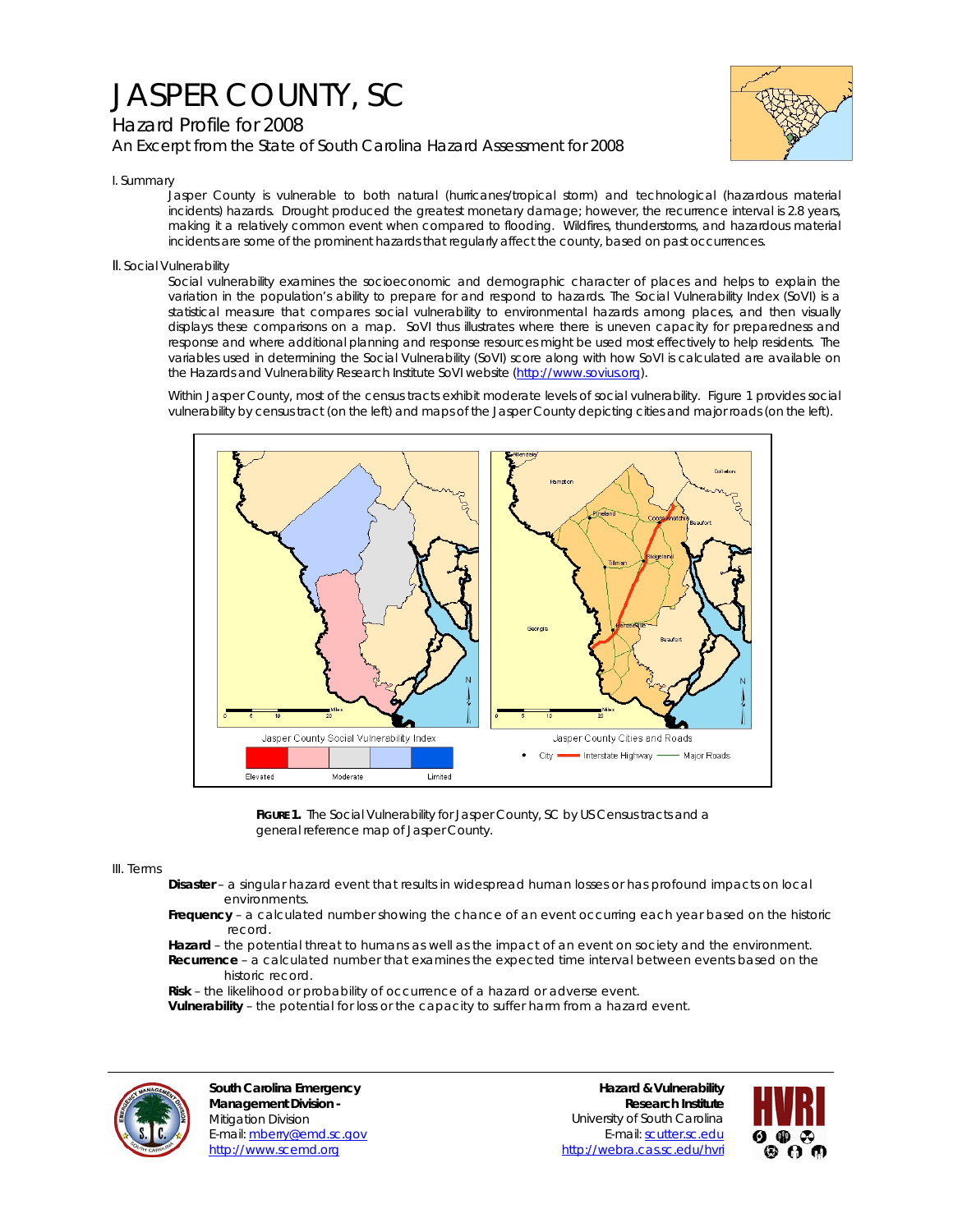# JASPER COUNTY, SC

## Hazard Profile for 2008

### An Excerpt from the State of South Carolina Hazard Assessment for 2008

I. Summary

Jasper County is vulnerable to both natural (hurricanes/tropical storm) and technological (hazardous material incidents) hazards. Drought produced the greatest monetary damage; however, the recurrence interval is 2.8 years, making it a relatively common event when compared to flooding. Wildfires, thunderstorms, and hazardous material incidents are some of the prominent hazards that regularly affect the county, based on past occurrences.

II. Social Vulnerability

Social vulnerability examines the socioeconomic and demographic character of places and helps to explain the variation in the population's ability to prepare for and respond to hazards. The Social Vulnerability Index (SoVI) is a statistical measure that compares social vulnerability to environmental hazards among places, and then visually displays these comparisons on a map. SoVI thus illustrates where there is uneven capacity for preparedness and response and where additional planning and response resources might be used most effectively to help residents. The variables used in determining the Social Vulnerability (SoVI) score along with how SoVI is calculated are available on the Hazards and Vulnerability Research Institute SoVI website (http://www.sovius.org).

Within Jasper County, most of the census tracts exhibit moderate levels of social vulnerability. Figure 1 provides social vulnerability by census tract (on the left) and maps of the Jasper County depicting cities and major roads (on the left).

Jasper County Social Vulnerability Index

Elevated
Moderate
Limited

Jasper County Cities and Roads

City — Interstate Highway — Major Roads

**FIGURE 1.** The Social Vulnerability for Jasper County, SC by US Census tracts and a general reference map of Jasper County.

III. Terms

**Disaster** – a singular hazard event that results in widespread human losses or has profound impacts on local environments.

**Frequency** – a calculated number showing the chance of an event occurring each year based on the historic record.

**Hazard** – the potential threat to humans as well as the impact of an event on society and the environment.

**Recurrence** – a calculated number that examines the expected time interval between events based on the historic record.

**Risk** – the likelihood or probability of occurrence of a hazard or adverse event.

**Vulnerability** – the potential for loss or the capacity to suffer harm from a hazard event.

**South Carolina Emergency Management Division -**
Mitigation Division
E-mail: mberry@emd.sc.gov
http://www.scemd.org

**Hazard & Vulnerability Research Institute**
University of South Carolina
E-mail: scutter.sc.edu
http://webra.cas.sc.edu/hvri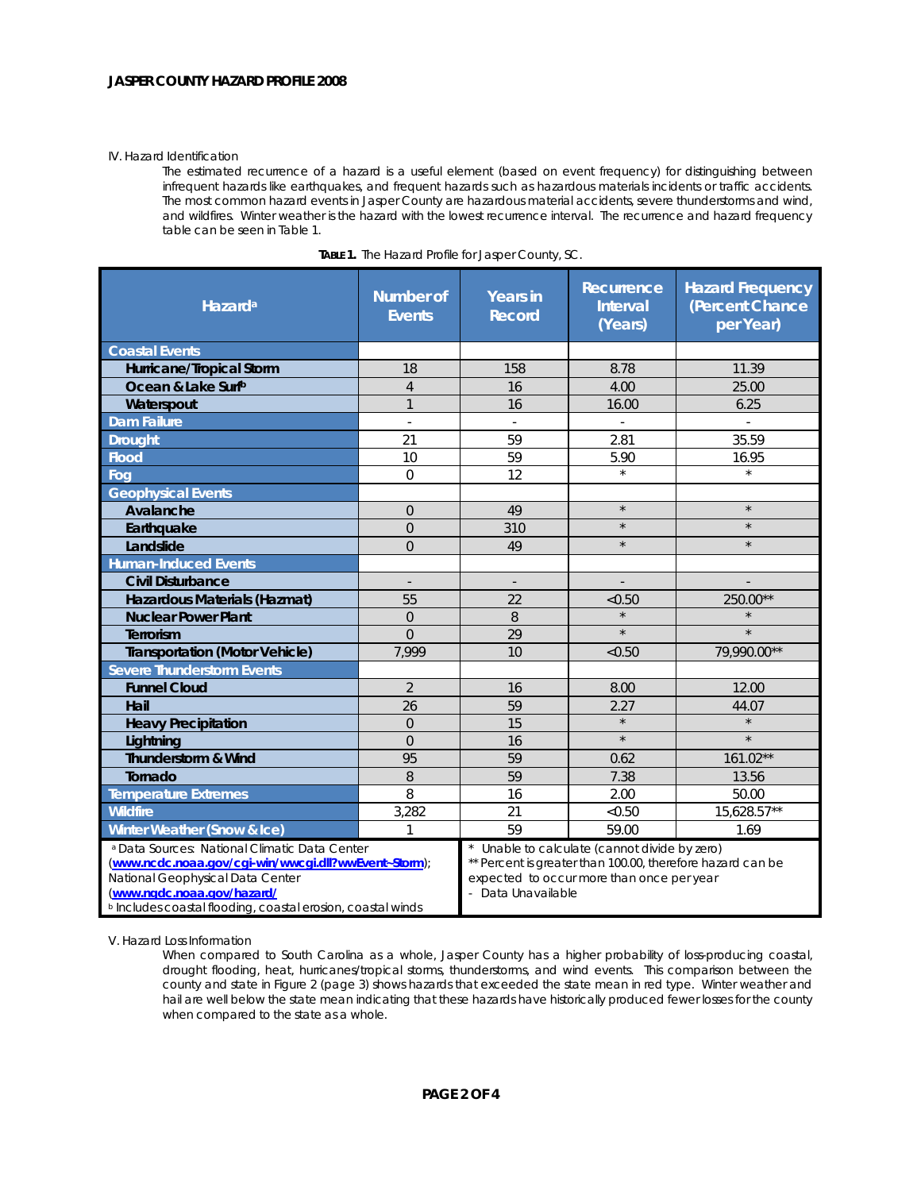IV. Hazard Identification

The estimated recurrence of a hazard is a useful element (based on event frequency) for distinguishing between infrequent hazards like earthquakes, and frequent hazards such as hazardous materials incidents or traffic accidents. The most common hazard events in Jasper County are hazardous material accidents, severe thunderstorms and wind, and wildfires. Winter weather is the hazard with the lowest recurrence interval. The recurrence and hazard frequency table can be seen in Table 1.

**TABLE 1.** The Hazard Profile for Jasper County, SC.

| Hazard[a] | Number of Events | Years in Record | Recurrence Interval (Years) | Hazard Frequency (Percent Chance per Year) |
|---|---|---|---|---|
| **Coastal Events** | | | | |
| Hurricane/Tropical Storm | 18 | 158 | 8.78 | 11.39 |
| Ocean & Lake Surf[b] | 4 | 16 | 4.00 | 25.00 |
| Waterspout | 1 | 16 | 16.00 | 6.25 |
| **Dam Failure** | - | - | - | - |
| **Drought** | 21 | 59 | 2.81 | 35.59 |
| **Flood** | 10 | 59 | 5.90 | 16.95 |
| **Fog** | 0 | 12 | * | * |
| **Geophysical Events** | | | | |
| Avalanche | 0 | 49 | * | * |
| Earthquake | 0 | 310 | * | * |
| Landslide | 0 | 49 | * | * |
| **Human-Induced Events** | | | | |
| Civil Disturbance | - | - | - | - |
| Hazardous Materials (Hazmat) | 55 | 22 | <0.50 | 250.00** |
| Nuclear Power Plant | 0 | 8 | * | * |
| Terrorism | 0 | 29 | * | * |
| Transportation (Motor Vehicle) | 7,999 | 10 | <0.50 | 79,990.00** |
| **Severe Thunderstorm Events** | | | | |
| Funnel Cloud | 2 | 16 | 8.00 | 12.00 |
| Hail | 26 | 59 | 2.27 | 44.07 |
| Heavy Precipitation | 0 | 15 | * | * |
| Lightning | 0 | 16 | * | * |
| Thunderstorm & Wind | 95 | 59 | 0.62 | 161.02** |
| Tornado | 8 | 59 | 7.38 | 13.56 |
| **Temperature Extremes** | 8 | 16 | 2.00 | 50.00 |
| **Wildfire** | 3,282 | 21 | <0.50 | 15,628.57** |
| **Winter Weather (Snow & Ice)** | 1 | 59 | 59.00 | 1.69 |

[a] Data Sources: National Climatic Data Center (www.ncdc.noaa.gov/cgi-win/wwcgi.dll?wwEvent~Storm); National Geophysical Data Center (www.ngdc.noaa.gov/hazard/)
[b] Includes coastal flooding, coastal erosion, coastal winds

\* Unable to calculate (cannot divide by zero)
** Percent is greater than 100.00, therefore hazard can be expected to occur more than once per year
\- Data Unavailable

V. Hazard Loss Information

When compared to South Carolina as a whole, Jasper County has a higher probability of loss-producing coastal, drought flooding, heat, hurricanes/tropical storms, thunderstorms, and wind events. This comparison between the county and state in Figure 2 (page 3) shows hazards that exceeded the state mean in red type. Winter weather and hail are well below the state mean indicating that these hazards have historically produced fewer losses for the county when compared to the state as a whole.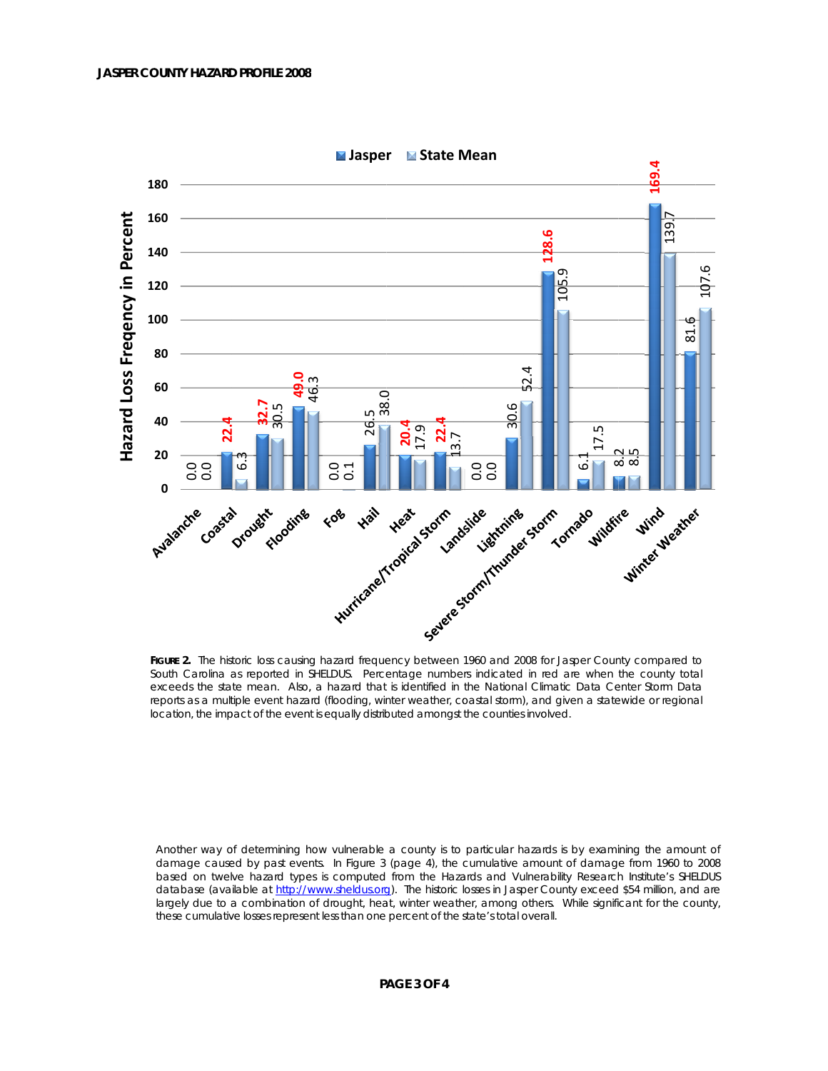Jasper
State Mean

Hazard Loss Freqency in Percent

180
160
140
120
100
80
60
40
20
0

Avalanche 0.0 0.0
Coastal 22.4 6.3
Drought 32.7 30.5
Flooding 49.0 46.3
Fog 0.0 0.1
Hail 26.5 38.0
Heat 20.4 17.9
Hurricane/Tropical Storm 22.4 13.7
Landslide 0.0 0.0
Lightning 30.6 52.4
Severe Storm/Thunder Storm 128.6 105.9
Tornado 6.1 17.5
Wildfire 8.2 8.5
Wind 169.4 139.7
Winter Weather 81.6 107.6

**FIGURE 2.** The historic loss causing hazard frequency between 1960 and 2008 for Jasper County compared to South Carolina as reported in SHELDUS. Percentage numbers indicated in red are when the county total exceeds the state mean. Also, a hazard that is identified in the National Climatic Data Center Storm Data reports as a multiple event hazard (flooding, winter weather, coastal storm), and given a statewide or regional location, the impact of the event is equally distributed amongst the counties involved.

Another way of determining how vulnerable a county is to particular hazards is by examining the amount of damage caused by past events. In Figure 3 (page 4), the cumulative amount of damage from 1960 to 2008 based on twelve hazard types is computed from the Hazards and Vulnerability Research Institute's SHELDUS database (available at http://www.sheldus.org). The historic losses in Jasper County exceed $54 million, and are largely due to a combination of drought, heat, winter weather, among others. While significant for the county, these cumulative losses represent less than one percent of the state's total overall.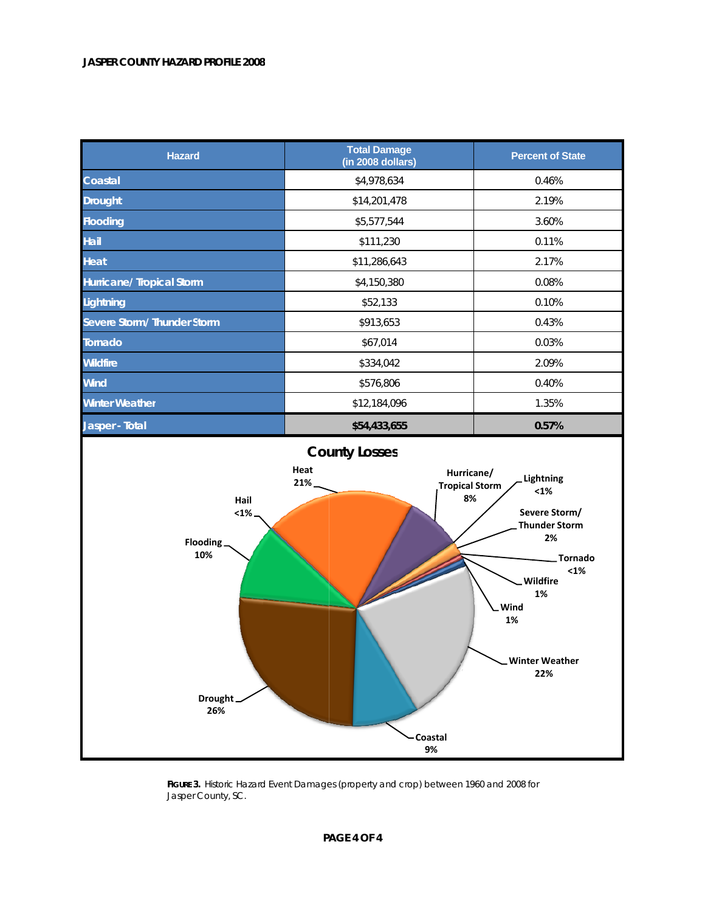**JASPER COUNTY HAZARD PROFILE 2008**

| Hazard | Total Damage (in 2008 dollars) | Percent of State |
|---|---|---|
| Coastal | $4,978,634 | 0.46% |
| Drought | $14,201,478 | 2.19% |
| Flooding | $5,577,544 | 3.60% |
| Hail | $111,230 | 0.11% |
| Heat | $11,286,643 | 2.17% |
| Hurricane/ Tropical Storm | $4,150,380 | 0.08% |
| Lightning | $52,133 | 0.10% |
| Severe Storm/ Thunder Storm | $913,653 | 0.43% |
| Tornado | $67,014 | 0.03% |
| Wildfire | $334,042 | 2.09% |
| Wind | $576,806 | 0.40% |
| Winter Weather | $12,184,096 | 1.35% |
| **Jasper - Total** | **$54,433,655** | **0.57%** |

County Losses

Heat 21%
Hurricane/ Tropical Storm 8%
Lightning <1%
Severe Storm/ Thunder Storm 2%
Tornado <1%
Wildfire 1%
Wind 1%
Winter Weather 22%
Coastal 9%
Drought 26%
Flooding 10%
Hail <1%

**FIGURE 3.** Historic Hazard Event Damages (property and crop) between 1960 and 2008 for Jasper County, SC.